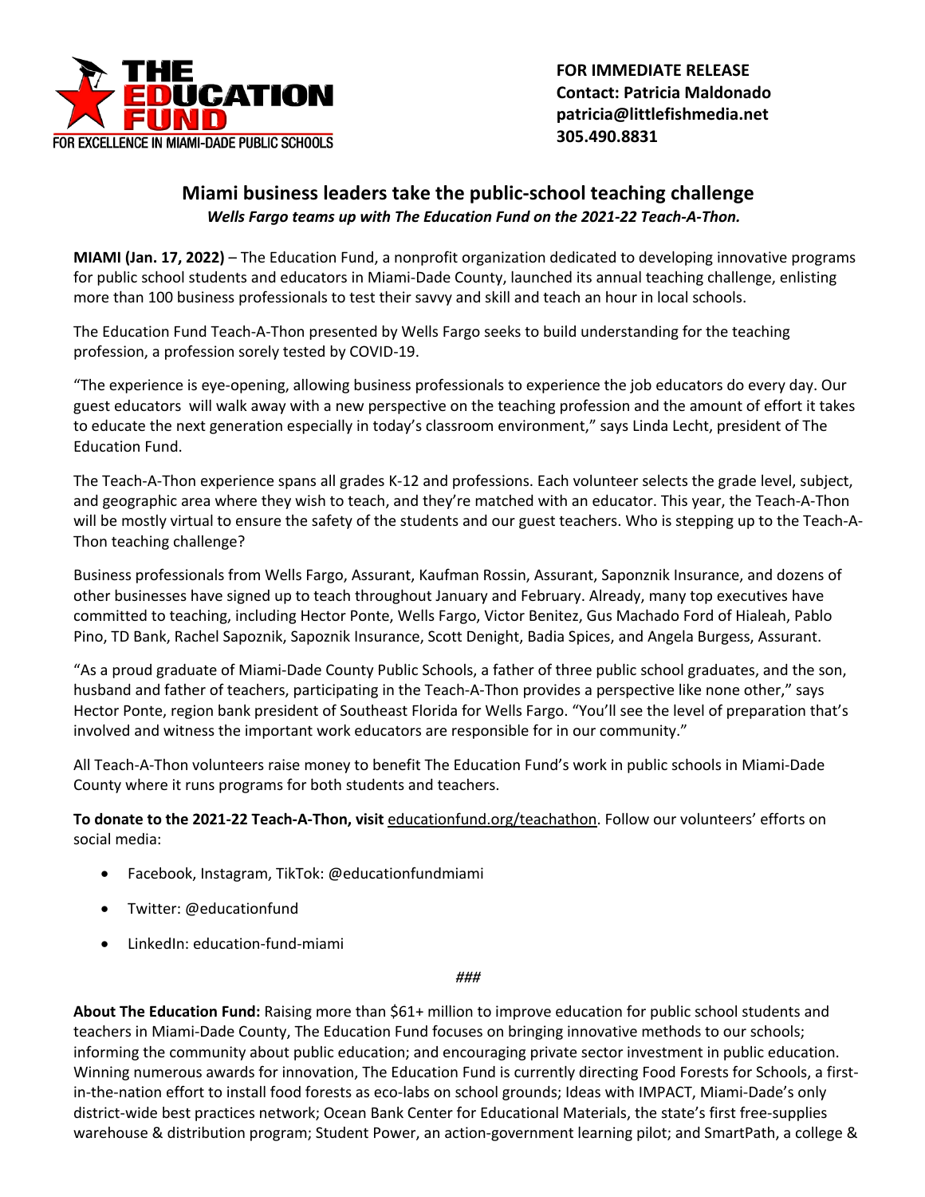THE EDUCATION FUND
FOR EXCELLENCE IN MIAMI-DADE PUBLIC SCHOOLS

**FOR IMMEDIATE RELEASE**
**Contact: Patricia Maldonado**
**patricia@littlefishmedia.net**
**305.490.8831**

## Miami business leaders take the public-school teaching challenge

***Wells Fargo teams up with The Education Fund on the 2021-22 Teach-A-Thon.***

**MIAMI (Jan. 17, 2022)** – The Education Fund, a nonprofit organization dedicated to developing innovative programs for public school students and educators in Miami-Dade County, launched its annual teaching challenge, enlisting more than 100 business professionals to test their savvy and skill and teach an hour in local schools.

The Education Fund Teach-A-Thon presented by Wells Fargo seeks to build understanding for the teaching profession, a profession sorely tested by COVID-19.

"The experience is eye-opening, allowing business professionals to experience the job educators do every day. Our guest educators will walk away with a new perspective on the teaching profession and the amount of effort it takes to educate the next generation especially in today's classroom environment," says Linda Lecht, president of The Education Fund.

The Teach-A-Thon experience spans all grades K-12 and professions. Each volunteer selects the grade level, subject, and geographic area where they wish to teach, and they're matched with an educator. This year, the Teach-A-Thon will be mostly virtual to ensure the safety of the students and our guest teachers. Who is stepping up to the Teach-A-Thon teaching challenge?

Business professionals from Wells Fargo, Assurant, Kaufman Rossin, Assurant, Saponznik Insurance, and dozens of other businesses have signed up to teach throughout January and February. Already, many top executives have committed to teaching, including Hector Ponte, Wells Fargo, Victor Benitez, Gus Machado Ford of Hialeah, Pablo Pino, TD Bank, Rachel Sapoznik, Sapoznik Insurance, Scott Denight, Badia Spices, and Angela Burgess, Assurant.

"As a proud graduate of Miami-Dade County Public Schools, a father of three public school graduates, and the son, husband and father of teachers, participating in the Teach-A-Thon provides a perspective like none other," says Hector Ponte, region bank president of Southeast Florida for Wells Fargo. "You'll see the level of preparation that's involved and witness the important work educators are responsible for in our community."

All Teach-A-Thon volunteers raise money to benefit The Education Fund's work in public schools in Miami-Dade County where it runs programs for both students and teachers.

**To donate to the 2021-22 Teach-A-Thon, visit** educationfund.org/teachathon. Follow our volunteers' efforts on social media:

- Facebook, Instagram, TikTok: @educationfundmiami
- Twitter: @educationfund
- LinkedIn: education-fund-miami

*###*

**About The Education Fund:** Raising more than $61+ million to improve education for public school students and teachers in Miami-Dade County, The Education Fund focuses on bringing innovative methods to our schools; informing the community about public education; and encouraging private sector investment in public education. Winning numerous awards for innovation, The Education Fund is currently directing Food Forests for Schools, a first-in-the-nation effort to install food forests as eco-labs on school grounds; Ideas with IMPACT, Miami-Dade's only district-wide best practices network; Ocean Bank Center for Educational Materials, the state's first free-supplies warehouse & distribution program; Student Power, an action-government learning pilot; and SmartPath, a college &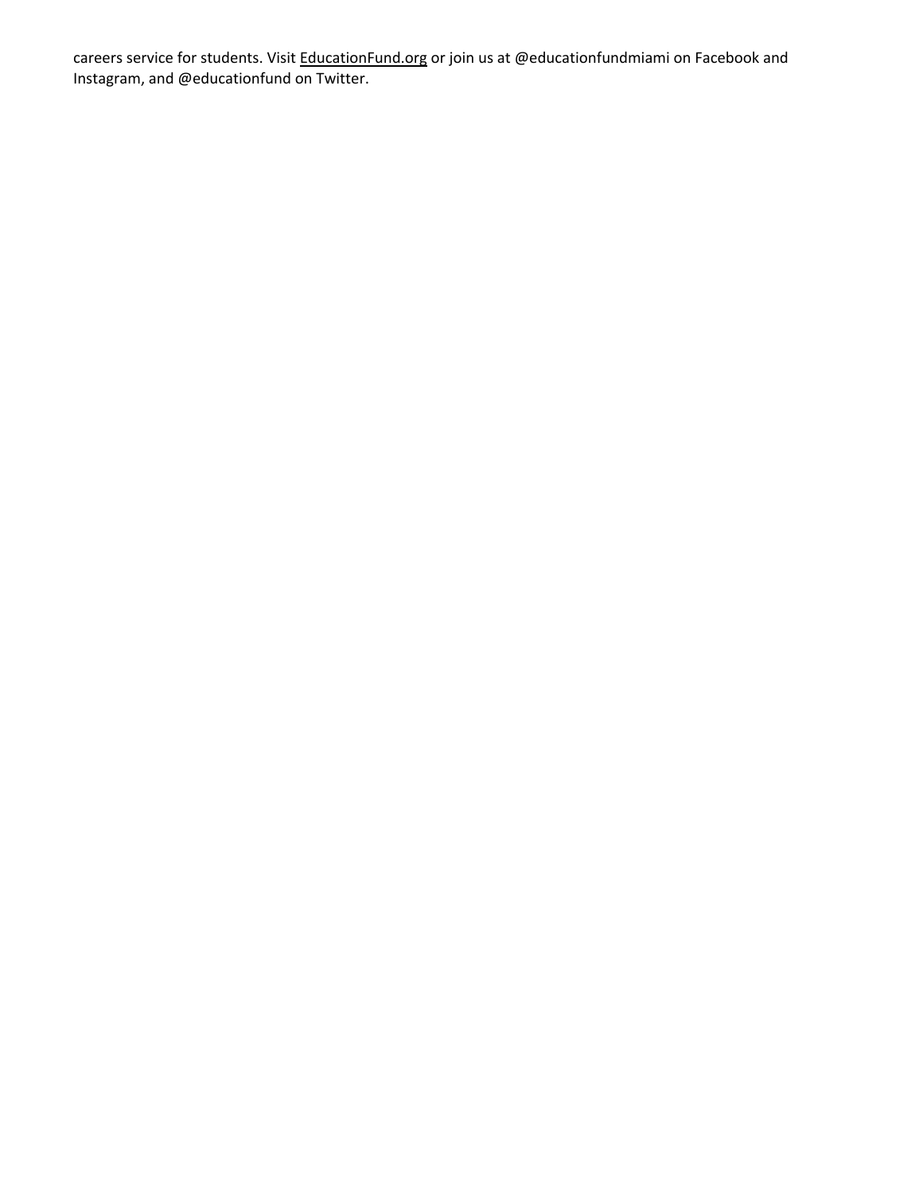careers service for students. Visit EducationFund.org or join us at @educationfundmiami on Facebook and Instagram, and @educationfund on Twitter.